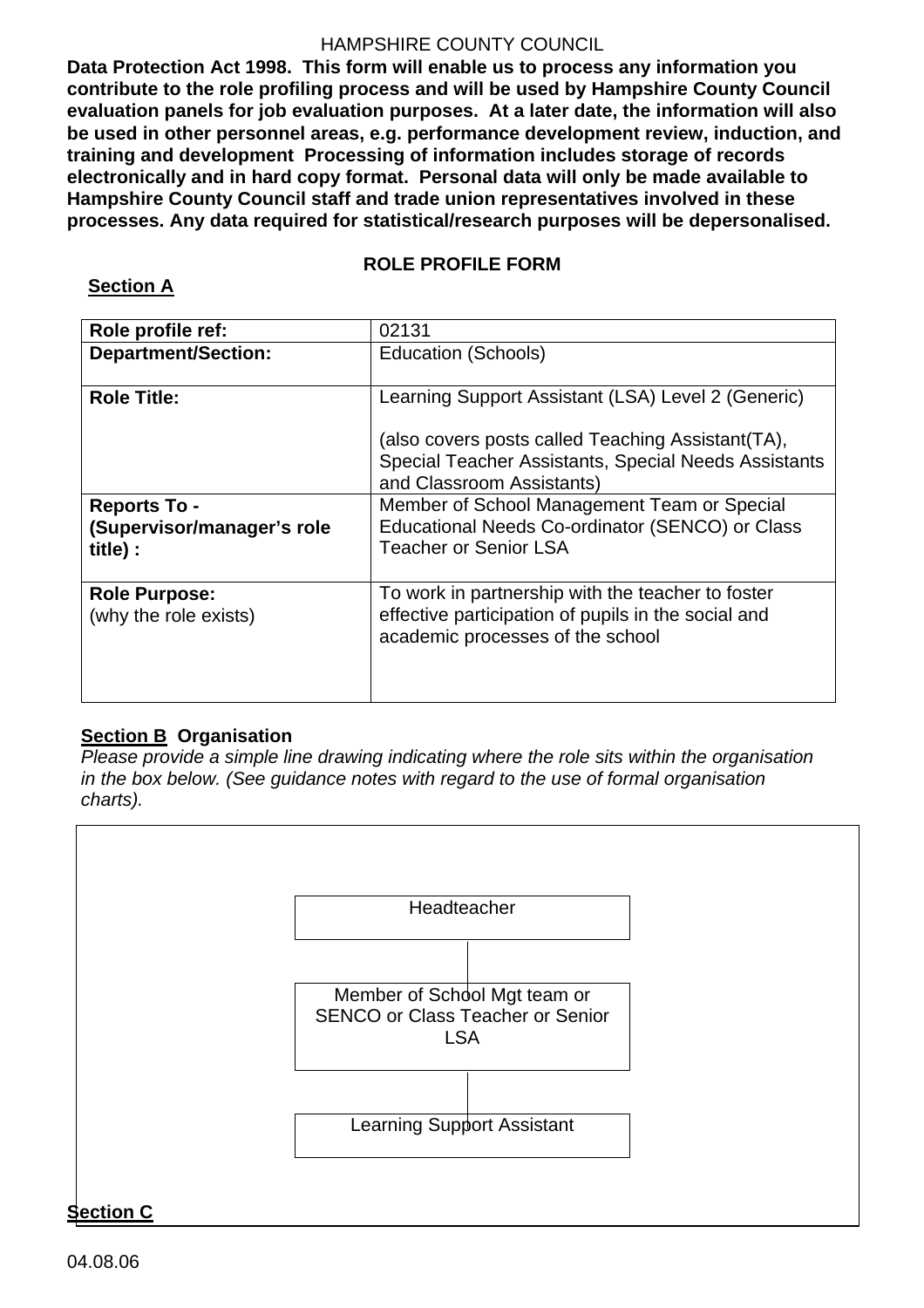HAMPSHIRE COUNTY COUNCIL

**Data Protection Act 1998. This form will enable us to process any information you contribute to the role profiling process and will be used by Hampshire County Council evaluation panels for job evaluation purposes. At a later date, the information will also be used in other personnel areas, e.g. performance development review, induction, and training and development Processing of information includes storage of records electronically and in hard copy format. Personal data will only be made available to Hampshire County Council staff and trade union representatives involved in these processes. Any data required for statistical/research purposes will be depersonalised.**

## ROLE PROFILE FORM

### Section A

| **Role profile ref:** | 02131 |
|---|---|
| **Department/Section:** | Education (Schools) |
| **Role Title:** | Learning Support Assistant (LSA) Level 2 (Generic)<br><br>(also covers posts called Teaching Assistant(TA), Special Teacher Assistants, Special Needs Assistants and Classroom Assistants) |
| **Reports To - (Supervisor/manager's role title) :** | Member of School Management Team or Special Educational Needs Co-ordinator (SENCO) or Class Teacher or Senior LSA |
| **Role Purpose:** (why the role exists) | To work in partnership with the teacher to foster effective participation of pupils in the social and academic processes of the school |

### Section B Organisation

*Please provide a simple line drawing indicating where the role sits within the organisation in the box below. (See guidance notes with regard to the use of formal organisation charts).*

Headteacher

↓

Member of School Mgt team or SENCO or Class Teacher or Senior LSA

↓

Learning Support Assistant

### Section C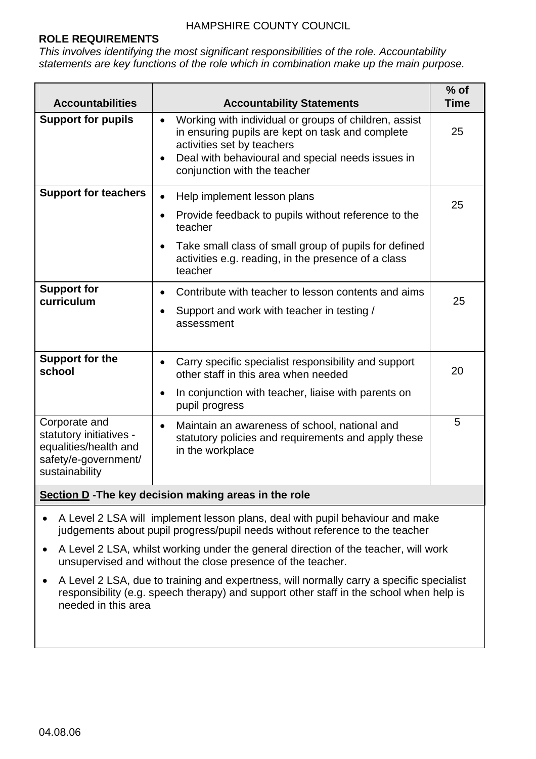**ROLE REQUIREMENTS**

*This involves identifying the most significant responsibilities of the role. Accountability statements are key functions of the role which in combination make up the main purpose.*

| Accountabilities | Accountability Statements | % of Time |
|---|---|---|
| **Support for pupils** | • Working with individual or groups of children, assist in ensuring pupils are kept on task and complete activities set by teachers<br>• Deal with behavioural and special needs issues in conjunction with the teacher | 25 |
| **Support for teachers** | • Help implement lesson plans<br>• Provide feedback to pupils without reference to the teacher<br>• Take small class of small group of pupils for defined activities e.g. reading, in the presence of a class teacher | 25 |
| **Support for curriculum** | • Contribute with teacher to lesson contents and aims<br>• Support and work with teacher in testing / assessment | 25 |
| **Support for the school** | • Carry specific specialist responsibility and support other staff in this area when needed<br>• In conjunction with teacher, liaise with parents on pupil progress | 20 |
| Corporate and statutory initiatives - equalities/health and safety/e-government/ sustainability | • Maintain an awareness of school, national and statutory policies and requirements and apply these in the workplace | 5 |

**Section D -The key decision making areas in the role**

- A Level 2 LSA will implement lesson plans, deal with pupil behaviour and make judgements about pupil progress/pupil needs without reference to the teacher
- A Level 2 LSA, whilst working under the general direction of the teacher, will work unsupervised and without the close presence of the teacher.
- A Level 2 LSA, due to training and expertness, will normally carry a specific specialist responsibility (e.g. speech therapy) and support other staff in the school when help is needed in this area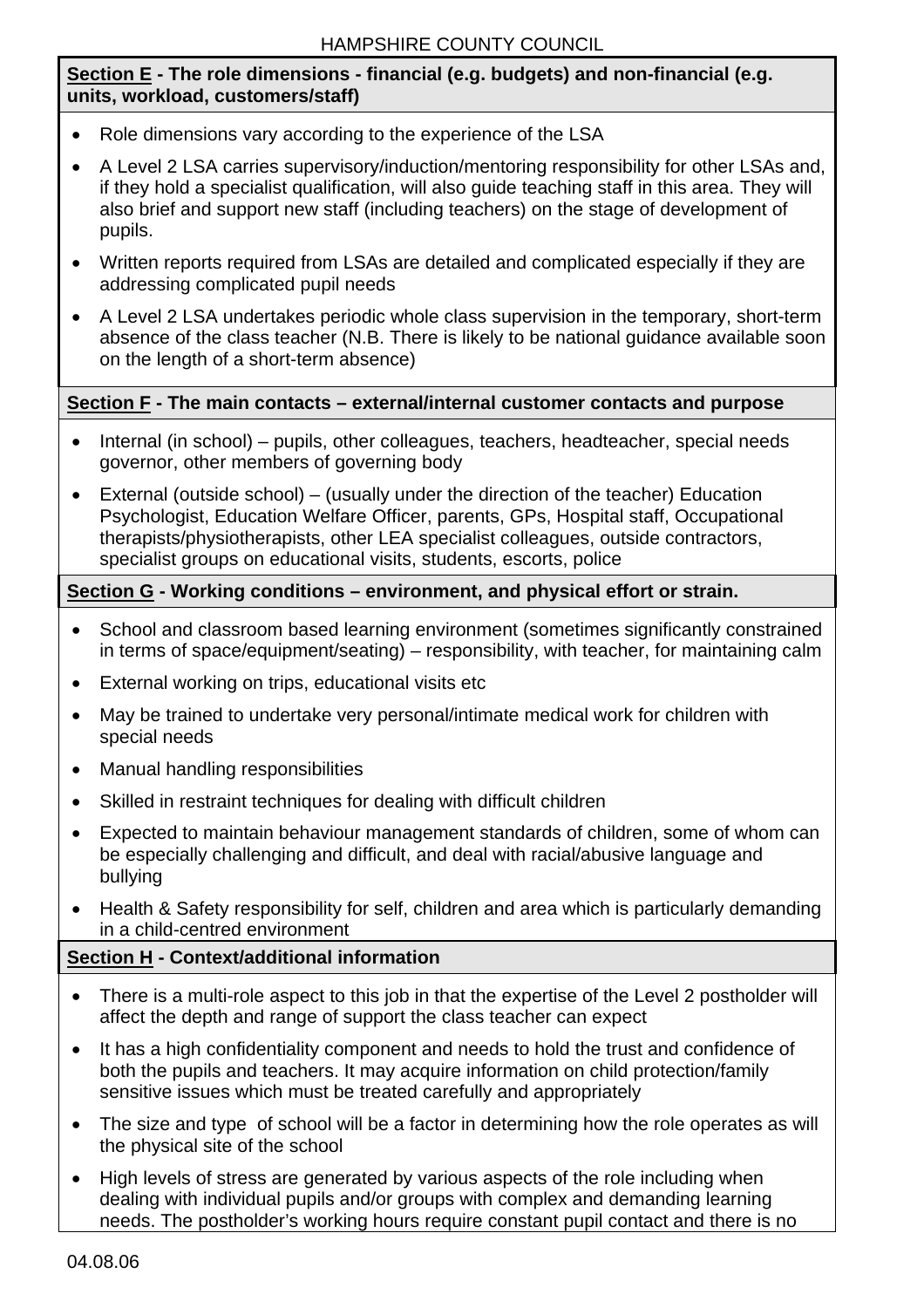**<u>Section E</u> - The role dimensions - financial (e.g. budgets) and non-financial (e.g. units, workload, customers/staff)**

- Role dimensions vary according to the experience of the LSA
- A Level 2 LSA carries supervisory/induction/mentoring responsibility for other LSAs and, if they hold a specialist qualification, will also guide teaching staff in this area. They will also brief and support new staff (including teachers) on the stage of development of pupils.
- Written reports required from LSAs are detailed and complicated especially if they are addressing complicated pupil needs
- A Level 2 LSA undertakes periodic whole class supervision in the temporary, short-term absence of the class teacher (N.B. There is likely to be national guidance available soon on the length of a short-term absence)

**<u>Section F</u> - The main contacts – external/internal customer contacts and purpose**

- Internal (in school) – pupils, other colleagues, teachers, headteacher, special needs governor, other members of governing body
- External (outside school) – (usually under the direction of the teacher) Education Psychologist, Education Welfare Officer, parents, GPs, Hospital staff, Occupational therapists/physiotherapists, other LEA specialist colleagues, outside contractors, specialist groups on educational visits, students, escorts, police

**<u>Section G</u> - Working conditions – environment, and physical effort or strain.**

- School and classroom based learning environment (sometimes significantly constrained in terms of space/equipment/seating) – responsibility, with teacher, for maintaining calm
- External working on trips, educational visits etc
- May be trained to undertake very personal/intimate medical work for children with special needs
- Manual handling responsibilities
- Skilled in restraint techniques for dealing with difficult children
- Expected to maintain behaviour management standards of children, some of whom can be especially challenging and difficult, and deal with racial/abusive language and bullying
- Health & Safety responsibility for self, children and area which is particularly demanding in a child-centred environment

**<u>Section H</u> - Context/additional information**

- There is a multi-role aspect to this job in that the expertise of the Level 2 postholder will affect the depth and range of support the class teacher can expect
- It has a high confidentiality component and needs to hold the trust and confidence of both the pupils and teachers. It may acquire information on child protection/family sensitive issues which must be treated carefully and appropriately
- The size and type of school will be a factor in determining how the role operates as will the physical site of the school
- High levels of stress are generated by various aspects of the role including when dealing with individual pupils and/or groups with complex and demanding learning needs. The postholder's working hours require constant pupil contact and there is no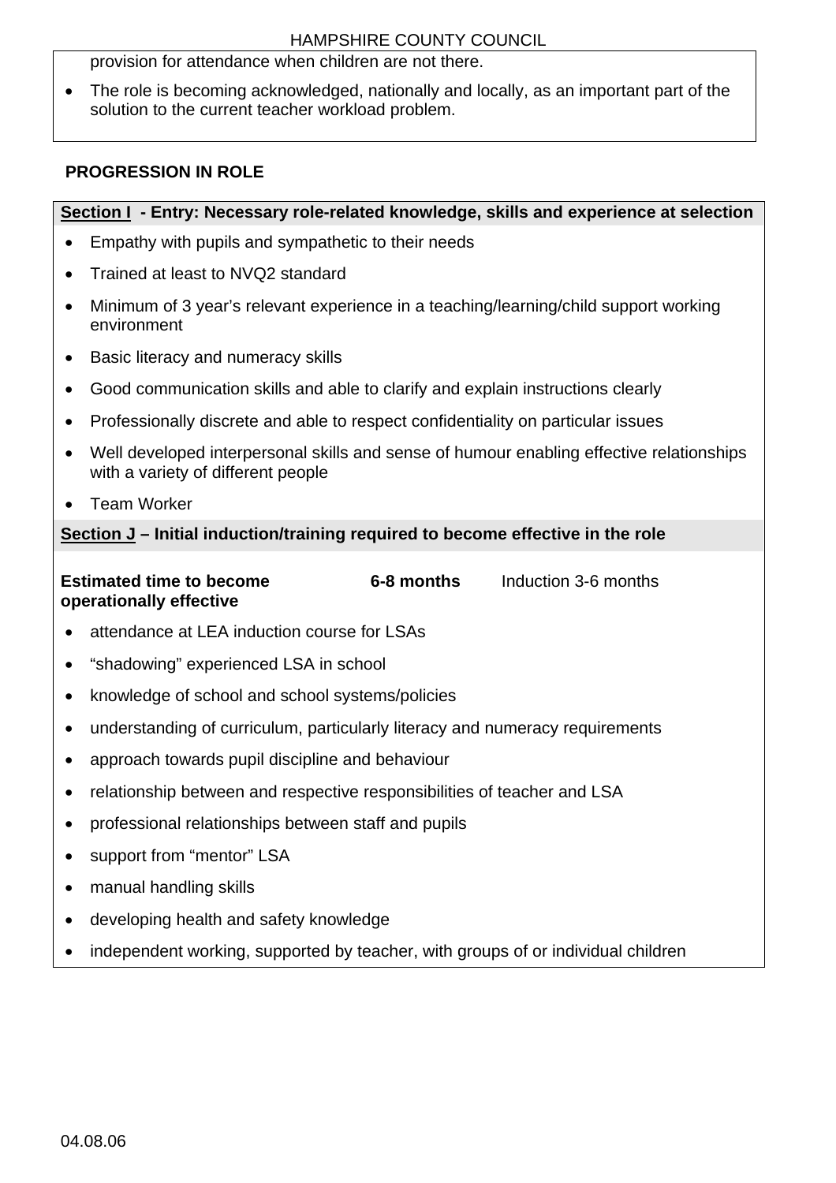provision for attendance when children are not there.

- The role is becoming acknowledged, nationally and locally, as an important part of the solution to the current teacher workload problem.

## PROGRESSION IN ROLE

**Section I - Entry: Necessary role-related knowledge, skills and experience at selection**

- Empathy with pupils and sympathetic to their needs
- Trained at least to NVQ2 standard
- Minimum of 3 year's relevant experience in a teaching/learning/child support working environment
- Basic literacy and numeracy skills
- Good communication skills and able to clarify and explain instructions clearly
- Professionally discrete and able to respect confidentiality on particular issues
- Well developed interpersonal skills and sense of humour enabling effective relationships with a variety of different people
- Team Worker

**Section J – Initial induction/training required to become effective in the role**

**Estimated time to become operationally effective** **6-8 months** Induction 3-6 months

- attendance at LEA induction course for LSAs
- "shadowing" experienced LSA in school
- knowledge of school and school systems/policies
- understanding of curriculum, particularly literacy and numeracy requirements
- approach towards pupil discipline and behaviour
- relationship between and respective responsibilities of teacher and LSA
- professional relationships between staff and pupils
- support from "mentor" LSA
- manual handling skills
- developing health and safety knowledge
- independent working, supported by teacher, with groups of or individual children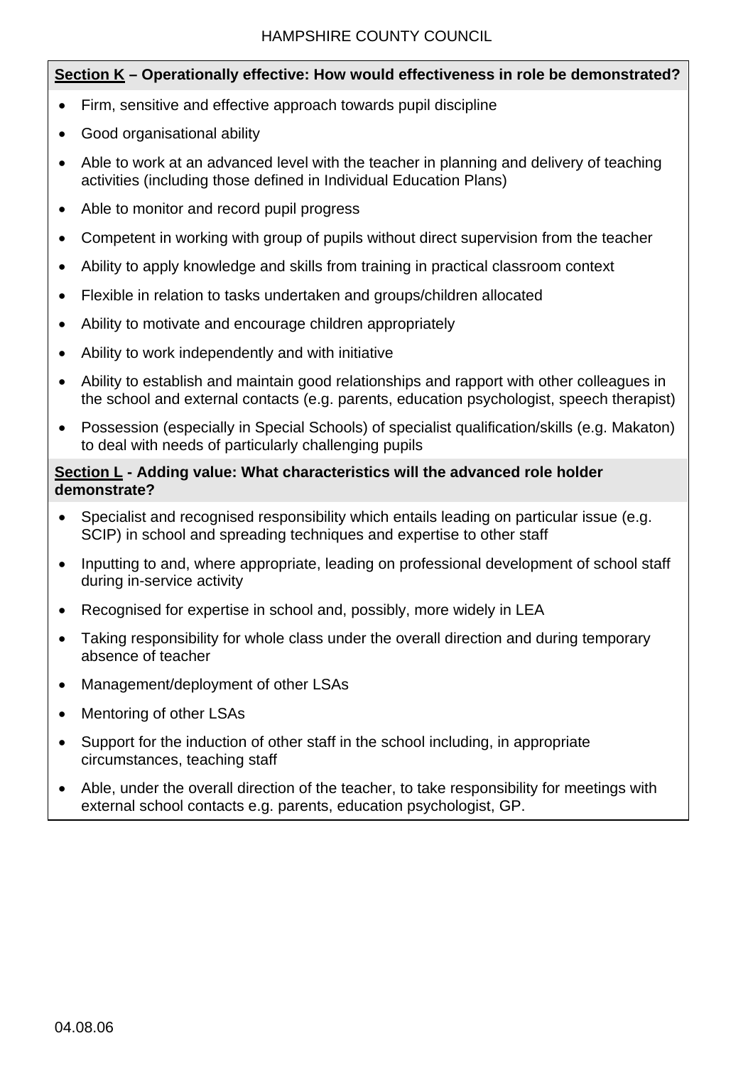**<u>Section K</u> – Operationally effective: How would effectiveness in role be demonstrated?**

- Firm, sensitive and effective approach towards pupil discipline
- Good organisational ability
- Able to work at an advanced level with the teacher in planning and delivery of teaching activities (including those defined in Individual Education Plans)
- Able to monitor and record pupil progress
- Competent in working with group of pupils without direct supervision from the teacher
- Ability to apply knowledge and skills from training in practical classroom context
- Flexible in relation to tasks undertaken and groups/children allocated
- Ability to motivate and encourage children appropriately
- Ability to work independently and with initiative
- Ability to establish and maintain good relationships and rapport with other colleagues in the school and external contacts (e.g. parents, education psychologist, speech therapist)
- Possession (especially in Special Schools) of specialist qualification/skills (e.g. Makaton) to deal with needs of particularly challenging pupils

**<u>Section L</u> - Adding value: What characteristics will the advanced role holder demonstrate?**

- Specialist and recognised responsibility which entails leading on particular issue (e.g. SCIP) in school and spreading techniques and expertise to other staff
- Inputting to and, where appropriate, leading on professional development of school staff during in-service activity
- Recognised for expertise in school and, possibly, more widely in LEA
- Taking responsibility for whole class under the overall direction and during temporary absence of teacher
- Management/deployment of other LSAs
- Mentoring of other LSAs
- Support for the induction of other staff in the school including, in appropriate circumstances, teaching staff
- Able, under the overall direction of the teacher, to take responsibility for meetings with external school contacts e.g. parents, education psychologist, GP.